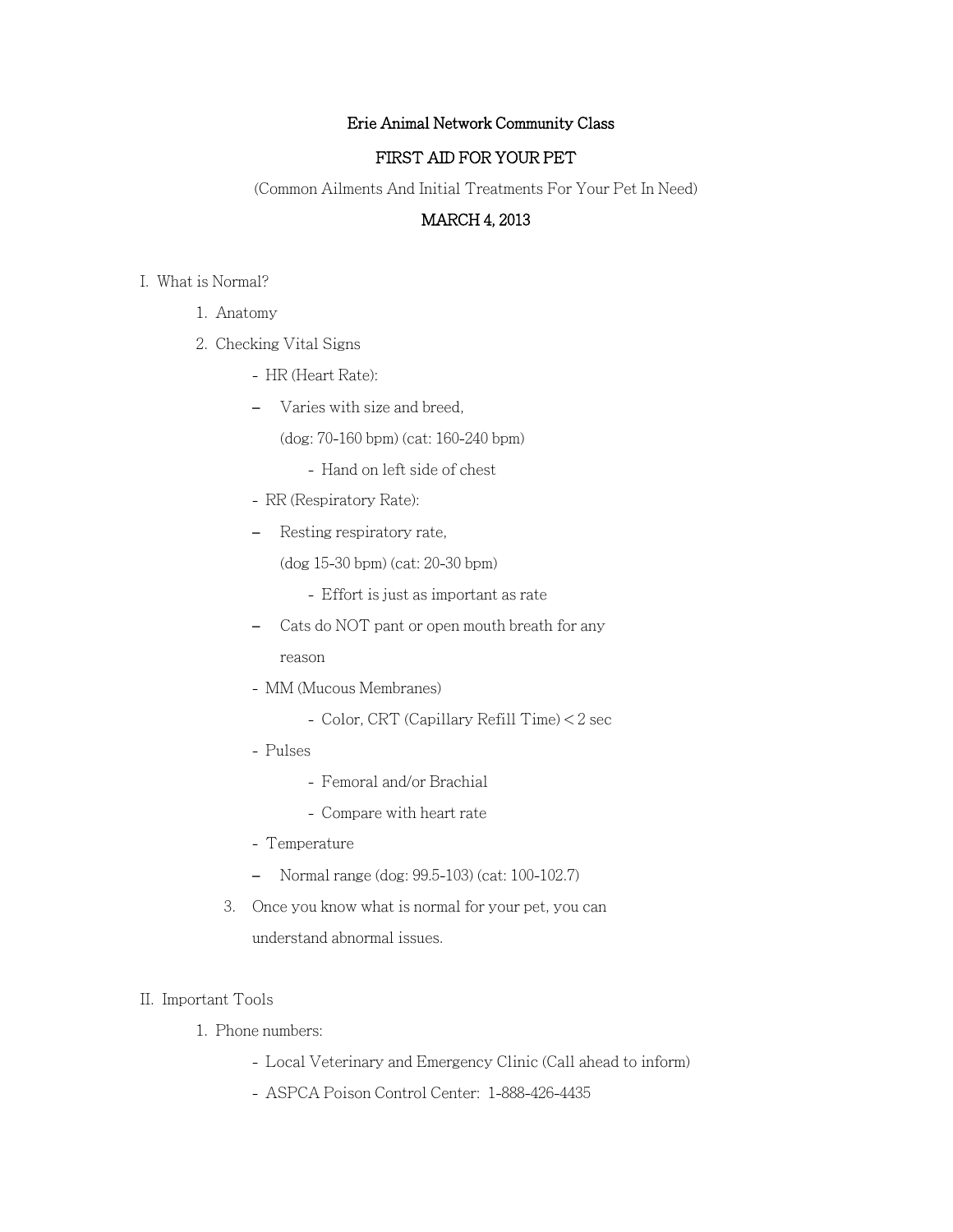# Erie Animal Network Community Class

## FIRST AID FOR YOUR PET

(Common Ailments And Initial Treatments For Your Pet In Need)

## MARCH 4, 2013

I. What is Normal?

1. Anatomy
2. Checking Vital Signs
   - HR (Heart Rate):
   - Varies with size and breed,
     (dog: 70-160 bpm) (cat: 160-240 bpm)
     - Hand on left side of chest
   - RR (Respiratory Rate):
   - Resting respiratory rate,
     (dog 15-30 bpm) (cat: 20-30 bpm)
     - Effort is just as important as rate
   - Cats do NOT pant or open mouth breath for any reason
   - MM (Mucous Membranes)
     - Color, CRT (Capillary Refill Time) < 2 sec
   - Pulses
     - Femoral and/or Brachial
     - Compare with heart rate
   - Temperature
   - Normal range (dog: 99.5-103) (cat: 100-102.7)
3. Once you know what is normal for your pet, you can understand abnormal issues.

II. Important Tools

1. Phone numbers:
   - Local Veterinary and Emergency Clinic (Call ahead to inform)
   - ASPCA Poison Control Center: 1-888-426-4435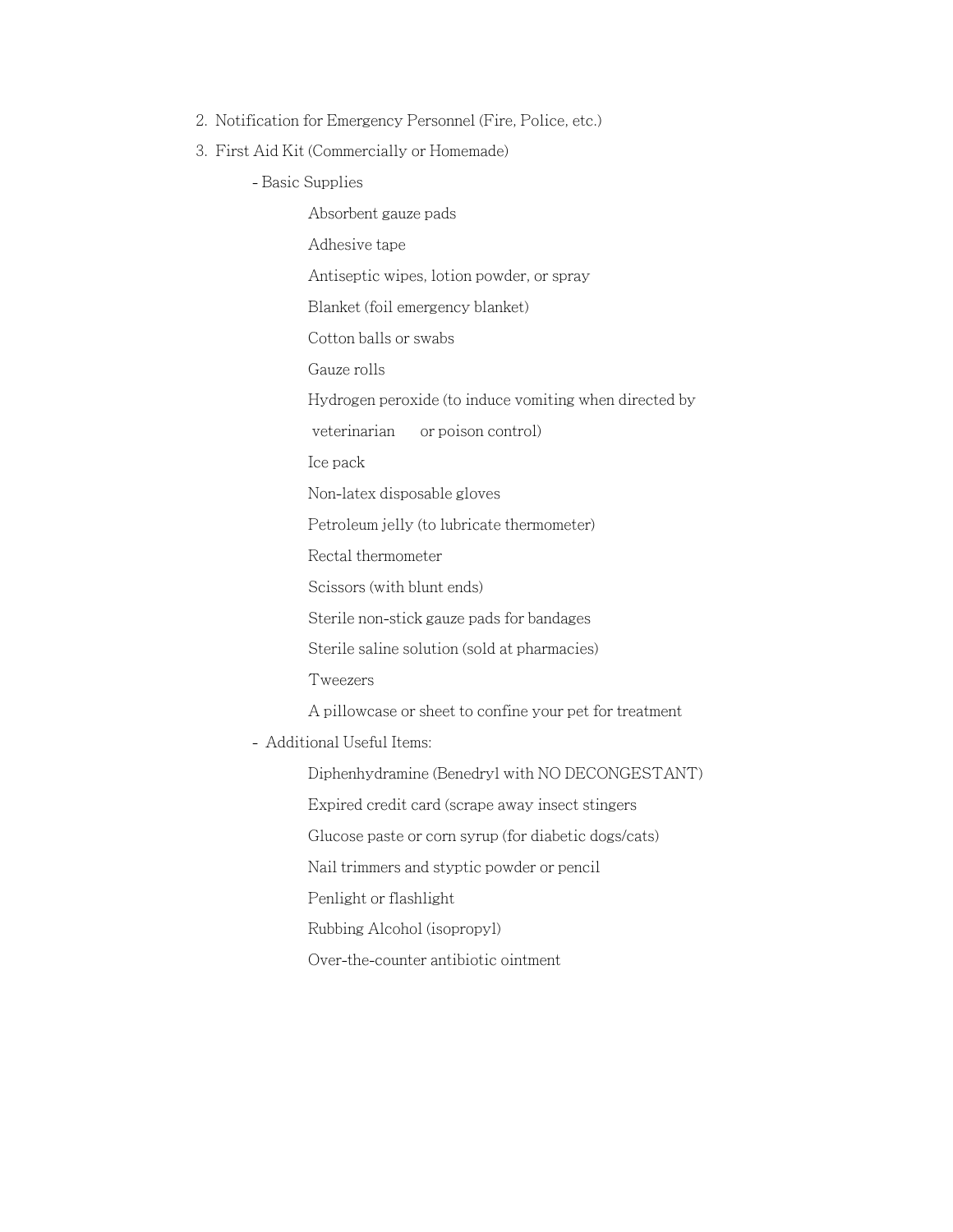2. Notification for Emergency Personnel (Fire, Police, etc.)
3. First Aid Kit (Commercially or Homemade)
   - Basic Supplies
     - Absorbent gauze pads
     - Adhesive tape
     - Antiseptic wipes, lotion powder, or spray
     - Blanket (foil emergency blanket)
     - Cotton balls or swabs
     - Gauze rolls
     - Hydrogen peroxide (to induce vomiting when directed by veterinarian or poison control)
     - Ice pack
     - Non-latex disposable gloves
     - Petroleum jelly (to lubricate thermometer)
     - Rectal thermometer
     - Scissors (with blunt ends)
     - Sterile non-stick gauze pads for bandages
     - Sterile saline solution (sold at pharmacies)
     - Tweezers
     - A pillowcase or sheet to confine your pet for treatment
   - Additional Useful Items:
     - Diphenhydramine (Benedryl with NO DECONGESTANT)
     - Expired credit card (scrape away insect stingers
     - Glucose paste or corn syrup (for diabetic dogs/cats)
     - Nail trimmers and styptic powder or pencil
     - Penlight or flashlight
     - Rubbing Alcohol (isopropyl)
     - Over-the-counter antibiotic ointment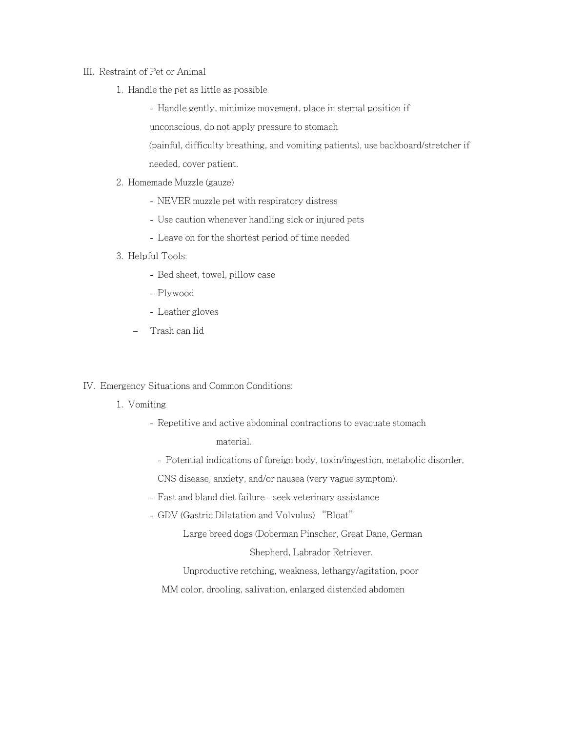III. Restraint of Pet or Animal

1. Handle the pet as little as possible
   - Handle gently, minimize movement, place in sternal position if unconscious, do not apply pressure to stomach (painful, difficulty breathing, and vomiting patients), use backboard/stretcher if needed, cover patient.
2. Homemade Muzzle (gauze)
   - NEVER muzzle pet with respiratory distress
   - Use caution whenever handling sick or injured pets
   - Leave on for the shortest period of time needed
3. Helpful Tools:
   - Bed sheet, towel, pillow case
   - Plywood
   - Leather gloves
   - Trash can lid

IV. Emergency Situations and Common Conditions:

1. Vomiting
   - Repetitive and active abdominal contractions to evacuate stomach material.
   - Potential indications of foreign body, toxin/ingestion, metabolic disorder, CNS disease, anxiety, and/or nausea (very vague symptom).
   - Fast and bland diet failure - seek veterinary assistance
   - GDV (Gastric Dilatation and Volvulus) "Bloat"

     Large breed dogs (Doberman Pinscher, Great Dane, German Shepherd, Labrador Retriever.

     Unproductive retching, weakness, lethargy/agitation, poor MM color, drooling, salivation, enlarged distended abdomen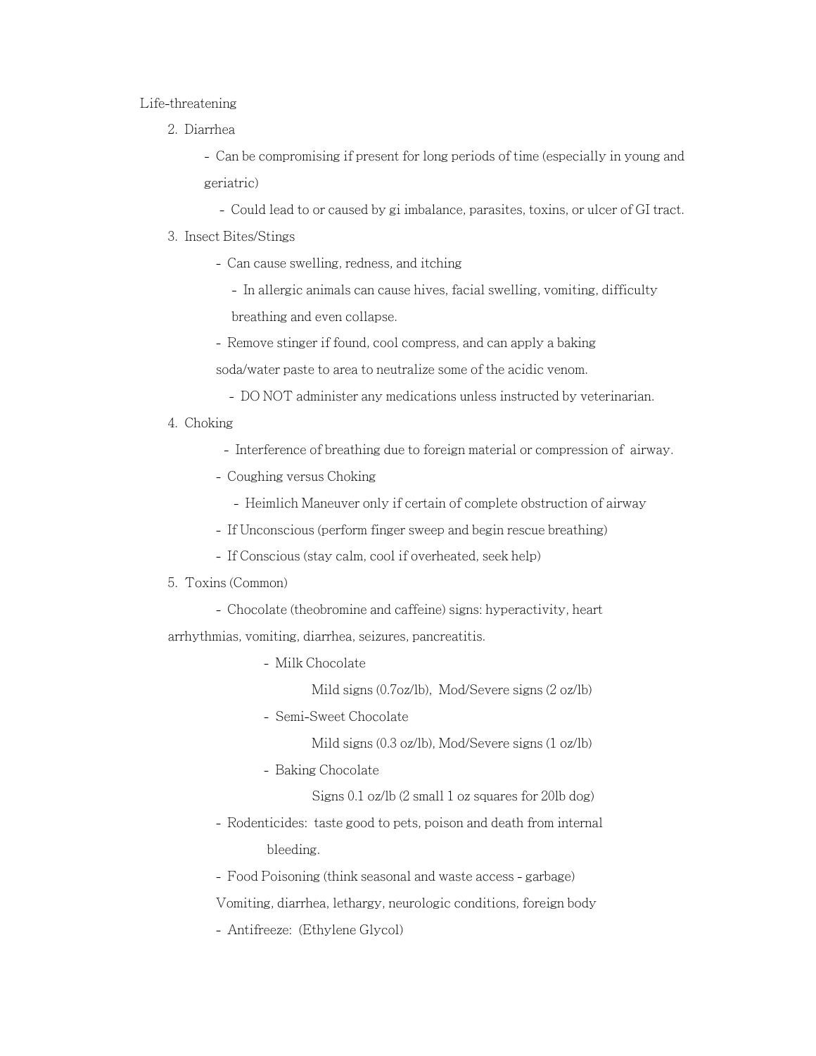Life-threatening

2. Diarrhea
   - Can be compromising if present for long periods of time (especially in young and geriatric)
     - Could lead to or caused by gi imbalance, parasites, toxins, or ulcer of GI tract.
3. Insect Bites/Stings
   - Can cause swelling, redness, and itching
     - In allergic animals can cause hives, facial swelling, vomiting, difficulty breathing and even collapse.
   - Remove stinger if found, cool compress, and can apply a baking soda/water paste to area to neutralize some of the acidic venom.
     - DO NOT administer any medications unless instructed by veterinarian.
4. Choking
   - Interference of breathing due to foreign material or compression of airway.
   - Coughing versus Choking
     - Heimlich Maneuver only if certain of complete obstruction of airway
   - If Unconscious (perform finger sweep and begin rescue breathing)
   - If Conscious (stay calm, cool if overheated, seek help)
5. Toxins (Common)
   - Chocolate (theobromine and caffeine) signs: hyperactivity, heart arrhythmias, vomiting, diarrhea, seizures, pancreatitis.
     - Milk Chocolate

       Mild signs (0.7oz/lb), Mod/Severe signs (2 oz/lb)
     - Semi-Sweet Chocolate

       Mild signs (0.3 oz/lb), Mod/Severe signs (1 oz/lb)
     - Baking Chocolate

       Signs 0.1 oz/lb (2 small 1 oz squares for 20lb dog)
   - Rodenticides: taste good to pets, poison and death from internal bleeding.
   - Food Poisoning (think seasonal and waste access - garbage)

     Vomiting, diarrhea, lethargy, neurologic conditions, foreign body
   - Antifreeze: (Ethylene Glycol)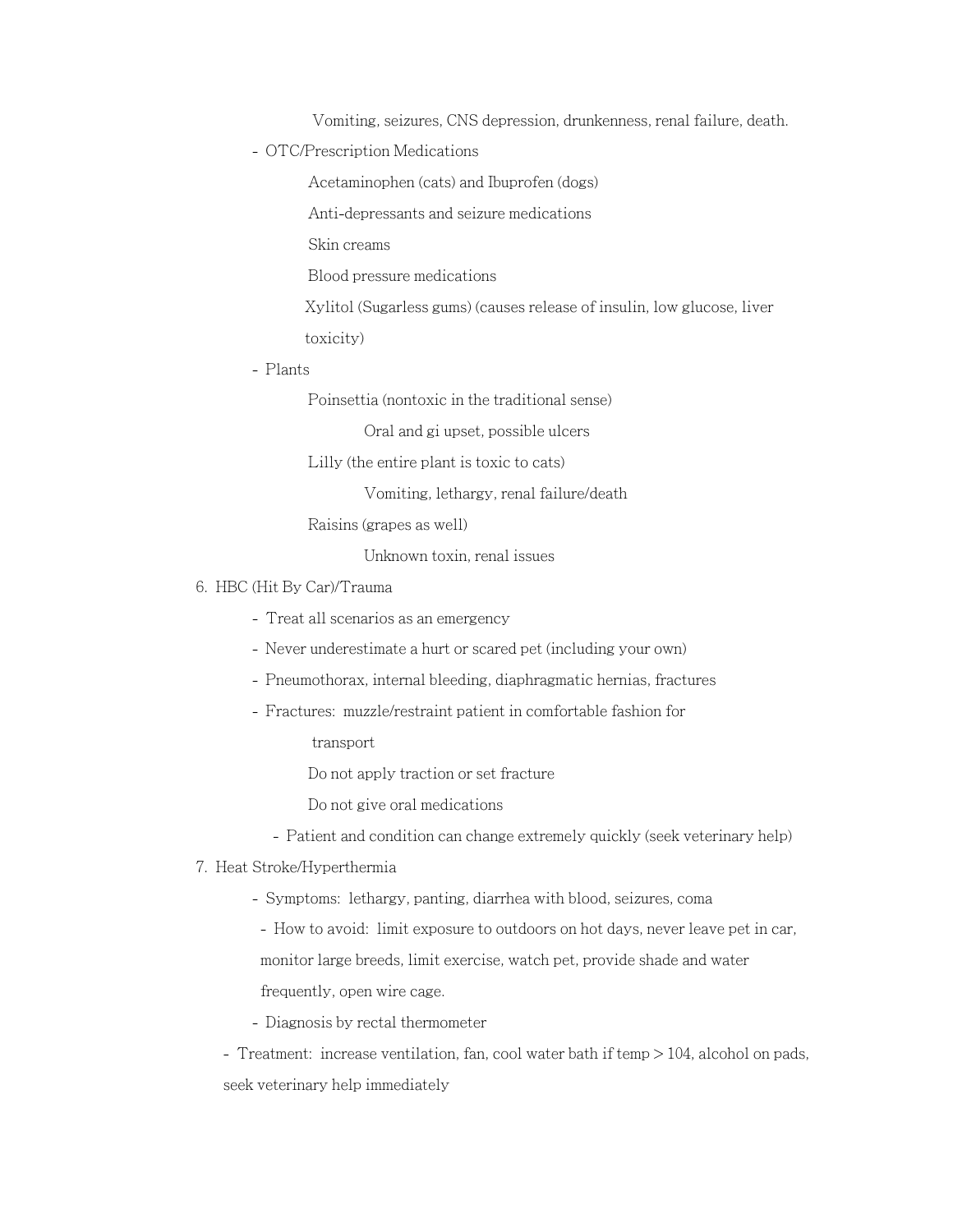Vomiting, seizures, CNS depression, drunkenness, renal failure, death.

- OTC/Prescription Medications
  - Acetaminophen (cats) and Ibuprofen (dogs)
  - Anti-depressants and seizure medications
  - Skin creams
  - Blood pressure medications
  - Xylitol (Sugarless gums) (causes release of insulin, low glucose, liver toxicity)
- Plants
  - Poinsettia (nontoxic in the traditional sense)
    - Oral and gi upset, possible ulcers
  - Lilly (the entire plant is toxic to cats)
    - Vomiting, lethargy, renal failure/death
  - Raisins (grapes as well)
    - Unknown toxin, renal issues

6. HBC (Hit By Car)/Trauma
   - Treat all scenarios as an emergency
   - Never underestimate a hurt or scared pet (including your own)
   - Pneumothorax, internal bleeding, diaphragmatic hernias, fractures
   - Fractures: muzzle/restraint patient in comfortable fashion for transport
     - Do not apply traction or set fracture
     - Do not give oral medications
   - Patient and condition can change extremely quickly (seek veterinary help)
7. Heat Stroke/Hyperthermia
   - Symptoms: lethargy, panting, diarrhea with blood, seizures, coma
   - How to avoid: limit exposure to outdoors on hot days, never leave pet in car, monitor large breeds, limit exercise, watch pet, provide shade and water frequently, open wire cage.
   - Diagnosis by rectal thermometer
   - Treatment: increase ventilation, fan, cool water bath if temp > 104, alcohol on pads, seek veterinary help immediately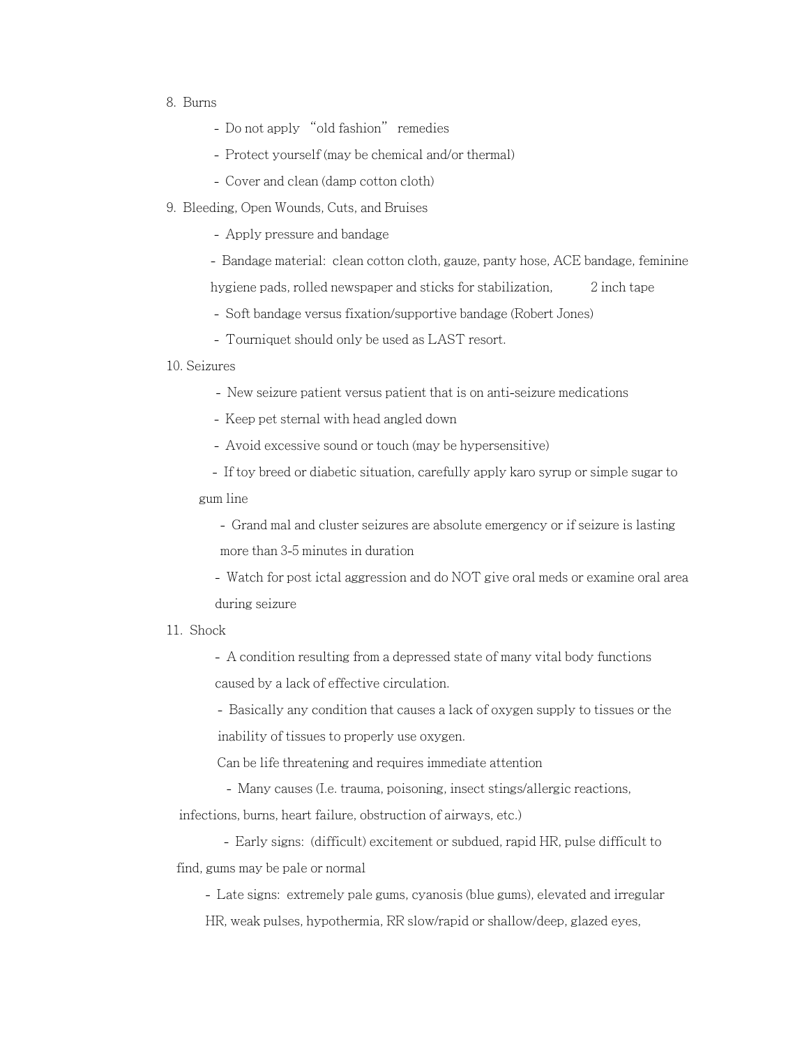8. Burns

- Do not apply "old fashion" remedies
- Protect yourself (may be chemical and/or thermal)
- Cover and clean (damp cotton cloth)

9. Bleeding, Open Wounds, Cuts, and Bruises

- Apply pressure and bandage
- Bandage material: clean cotton cloth, gauze, panty hose, ACE bandage, feminine hygiene pads, rolled newspaper and sticks for stabilization, 2 inch tape
- Soft bandage versus fixation/supportive bandage (Robert Jones)
- Tourniquet should only be used as LAST resort.

10. Seizures

- New seizure patient versus patient that is on anti-seizure medications
- Keep pet sternal with head angled down
- Avoid excessive sound or touch (may be hypersensitive)
- If toy breed or diabetic situation, carefully apply karo syrup or simple sugar to gum line
- Grand mal and cluster seizures are absolute emergency or if seizure is lasting more than 3-5 minutes in duration
- Watch for post ictal aggression and do NOT give oral meds or examine oral area during seizure

11. Shock

- A condition resulting from a depressed state of many vital body functions caused by a lack of effective circulation.
- Basically any condition that causes a lack of oxygen supply to tissues or the inability of tissues to properly use oxygen.

  Can be life threatening and requires immediate attention
- Many causes (I.e. trauma, poisoning, insect stings/allergic reactions, infections, burns, heart failure, obstruction of airways, etc.)
- Early signs: (difficult) excitement or subdued, rapid HR, pulse difficult to find, gums may be pale or normal
- Late signs: extremely pale gums, cyanosis (blue gums), elevated and irregular HR, weak pulses, hypothermia, RR slow/rapid or shallow/deep, glazed eyes,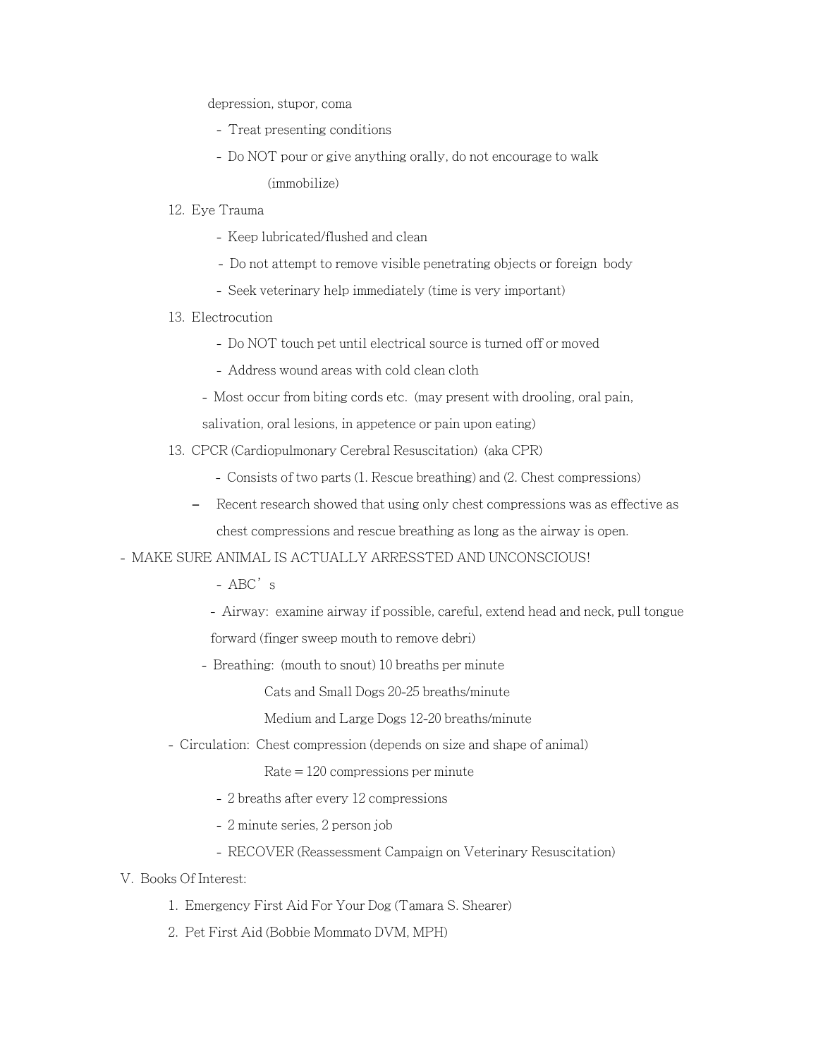depression, stupor, coma

- Treat presenting conditions
- Do NOT pour or give anything orally, do not encourage to walk (immobilize)

12. Eye Trauma
    - Keep lubricated/flushed and clean
    - Do not attempt to remove visible penetrating objects or foreign body
    - Seek veterinary help immediately (time is very important)
13. Electrocution
    - Do NOT touch pet until electrical source is turned off or moved
    - Address wound areas with cold clean cloth
    - Most occur from biting cords etc. (may present with drooling, oral pain, salivation, oral lesions, in appetence or pain upon eating)
13. CPCR (Cardiopulmonary Cerebral Resuscitation) (aka CPR)
    - Consists of two parts (1. Rescue breathing) and (2. Chest compressions)
    - Recent research showed that using only chest compressions was as effective as chest compressions and rescue breathing as long as the airway is open.

- MAKE SURE ANIMAL IS ACTUALLY ARRESSTED AND UNCONSCIOUS!
    - ABC's
    - Airway: examine airway if possible, careful, extend head and neck, pull tongue forward (finger sweep mouth to remove debri)
    - Breathing: (mouth to snout) 10 breaths per minute

      Cats and Small Dogs 20-25 breaths/minute

      Medium and Large Dogs 12-20 breaths/minute
- Circulation: Chest compression (depends on size and shape of animal)

  Rate = 120 compressions per minute

    - 2 breaths after every 12 compressions
    - 2 minute series, 2 person job
    - RECOVER (Reassessment Campaign on Veterinary Resuscitation)

V. Books Of Interest:

1. Emergency First Aid For Your Dog (Tamara S. Shearer)
2. Pet First Aid (Bobbie Mommato DVM, MPH)